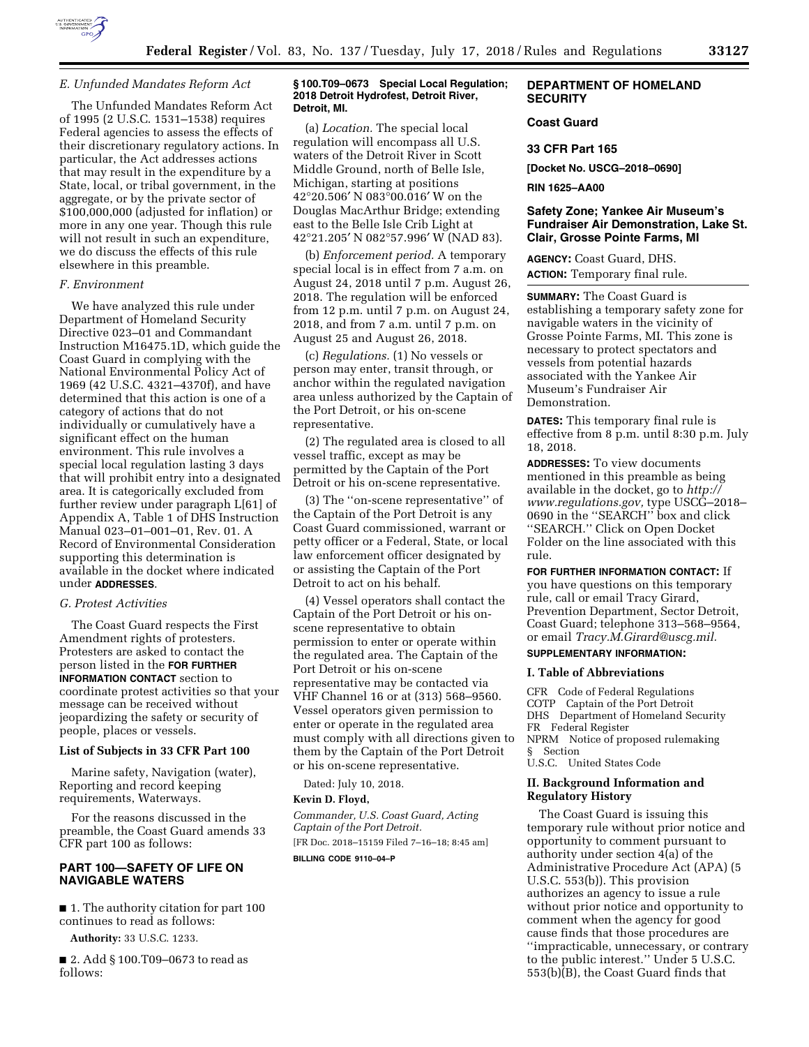### E. Unfunded Mandates Reform Act

The Unfunded Mandates Reform Act of 1995 (2 U.S.C. 1531–1538) requires Federal agencies to assess the effects of their discretionary regulatory actions. In particular, the Act addresses actions that may result in the expenditure by a State, local, or tribal government, in the aggregate, or by the private sector of $100,000,000 (adjusted for inflation) or more in any one year. Though this rule will not result in such an expenditure, we do discuss the effects of this rule elsewhere in this preamble.

### F. Environment

We have analyzed this rule under Department of Homeland Security Directive 023–01 and Commandant Instruction M16475.1D, which guide the Coast Guard in complying with the National Environmental Policy Act of 1969 (42 U.S.C. 4321–4370f), and have determined that this action is one of a category of actions that do not individually or cumulatively have a significant effect on the human environment. This rule involves a special local regulation lasting 3 days that will prohibit entry into a designated area. It is categorically excluded from further review under paragraph L[61] of Appendix A, Table 1 of DHS Instruction Manual 023–01–001–01, Rev. 01. A Record of Environmental Consideration supporting this determination is available in the docket where indicated under **ADDRESSES**.

### G. Protest Activities

The Coast Guard respects the First Amendment rights of protesters. Protesters are asked to contact the person listed in the **FOR FURTHER INFORMATION CONTACT** section to coordinate protest activities so that your message can be received without jeopardizing the safety or security of people, places or vessels.

**List of Subjects in 33 CFR Part 100**

Marine safety, Navigation (water), Reporting and record keeping requirements, Waterways.

For the reasons discussed in the preamble, the Coast Guard amends 33 CFR part 100 as follows:

## PART 100—SAFETY OF LIFE ON NAVIGABLE WATERS

■ 1. The authority citation for part 100 continues to read as follows:

**Authority:** 33 U.S.C. 1233.

■ 2. Add § 100.T09–0673 to read as follows:

**§ 100.T09–0673 Special Local Regulation; 2018 Detroit Hydrofest, Detroit River, Detroit, MI.**

(a) *Location.* The special local regulation will encompass all U.S. waters of the Detroit River in Scott Middle Ground, north of Belle Isle, Michigan, starting at positions 42°20.506′ N 083°00.016′ W on the Douglas MacArthur Bridge; extending east to the Belle Isle Crib Light at 42°21.205′ N 082°57.996′ W (NAD 83).

(b) *Enforcement period.* A temporary special local is in effect from 7 a.m. on August 24, 2018 until 7 p.m. August 26, 2018. The regulation will be enforced from 12 p.m. until 7 p.m. on August 24, 2018, and from 7 a.m. until 7 p.m. on August 25 and August 26, 2018.

(c) *Regulations.* (1) No vessels or person may enter, transit through, or anchor within the regulated navigation area unless authorized by the Captain of the Port Detroit, or his on-scene representative.

(2) The regulated area is closed to all vessel traffic, except as may be permitted by the Captain of the Port Detroit or his on-scene representative.

(3) The ''on-scene representative'' of the Captain of the Port Detroit is any Coast Guard commissioned, warrant or petty officer or a Federal, State, or local law enforcement officer designated by or assisting the Captain of the Port Detroit to act on his behalf.

(4) Vessel operators shall contact the Captain of the Port Detroit or his on-scene representative to obtain permission to enter or operate within the regulated area. The Captain of the Port Detroit or his on-scene representative may be contacted via VHF Channel 16 or at (313) 568–9560. Vessel operators given permission to enter or operate in the regulated area must comply with all directions given to them by the Captain of the Port Detroit or his on-scene representative.

Dated: July 10, 2018.

**Kevin D. Floyd,**

*Commander, U.S. Coast Guard, Acting Captain of the Port Detroit.*

[FR Doc. 2018–15159 Filed 7–16–18; 8:45 am]

**BILLING CODE 9110–04–P**

## DEPARTMENT OF HOMELAND SECURITY

### Coast Guard

### 33 CFR Part 165

**[Docket No. USCG–2018–0690]**

**RIN 1625–AA00**

### Safety Zone; Yankee Air Museum's Fundraiser Air Demonstration, Lake St. Clair, Grosse Pointe Farms, MI

**AGENCY:** Coast Guard, DHS.

**ACTION:** Temporary final rule.

**SUMMARY:** The Coast Guard is establishing a temporary safety zone for navigable waters in the vicinity of Grosse Pointe Farms, MI. This zone is necessary to protect spectators and vessels from potential hazards associated with the Yankee Air Museum's Fundraiser Air Demonstration.

**DATES:** This temporary final rule is effective from 8 p.m. until 8:30 p.m. July 18, 2018.

**ADDRESSES:** To view documents mentioned in this preamble as being available in the docket, go to *http://www.regulations.gov,* type USCG–2018–0690 in the ''SEARCH'' box and click ''SEARCH.'' Click on Open Docket Folder on the line associated with this rule.

**FOR FURTHER INFORMATION CONTACT:** If you have questions on this temporary rule, call or email Tracy Girard, Prevention Department, Sector Detroit, Coast Guard; telephone 313–568–9564, or email *Tracy.M.Girard@uscg.mil.*

**SUPPLEMENTARY INFORMATION:**

#### I. Table of Abbreviations

CFR Code of Federal Regulations
COTP Captain of the Port Detroit
DHS Department of Homeland Security
FR Federal Register
NPRM Notice of proposed rulemaking
§ Section
U.S.C. United States Code

#### II. Background Information and Regulatory History

The Coast Guard is issuing this temporary rule without prior notice and opportunity to comment pursuant to authority under section 4(a) of the Administrative Procedure Act (APA) (5 U.S.C. 553(b)). This provision authorizes an agency to issue a rule without prior notice and opportunity to comment when the agency for good cause finds that those procedures are ''impracticable, unnecessary, or contrary to the public interest.'' Under 5 U.S.C. 553(b)(B), the Coast Guard finds that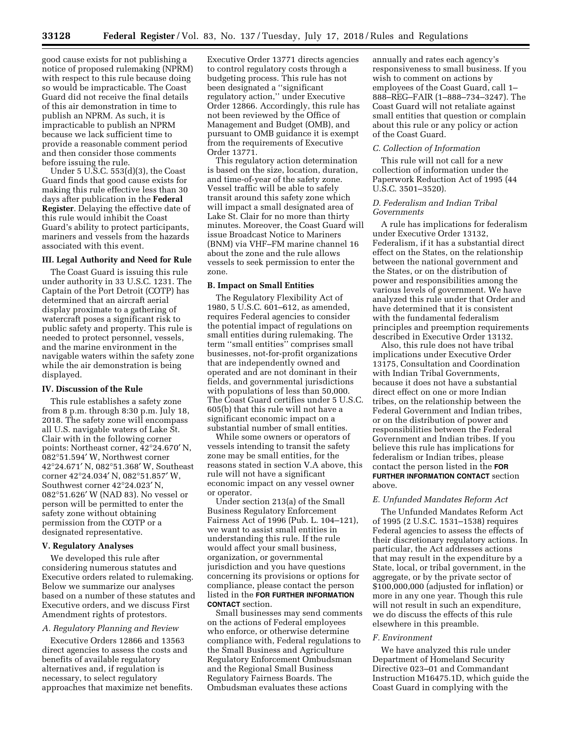good cause exists for not publishing a notice of proposed rulemaking (NPRM) with respect to this rule because doing so would be impracticable. The Coast Guard did not receive the final details of this air demonstration in time to publish an NPRM. As such, it is impracticable to publish an NPRM because we lack sufficient time to provide a reasonable comment period and then consider those comments before issuing the rule.

Under 5 U.S.C. 553(d)(3), the Coast Guard finds that good cause exists for making this rule effective less than 30 days after publication in the **Federal Register**. Delaying the effective date of this rule would inhibit the Coast Guard's ability to protect participants, mariners and vessels from the hazards associated with this event.

## III. Legal Authority and Need for Rule

The Coast Guard is issuing this rule under authority in 33 U.S.C. 1231. The Captain of the Port Detroit (COTP) has determined that an aircraft aerial display proximate to a gathering of watercraft poses a significant risk to public safety and property. This rule is needed to protect personnel, vessels, and the marine environment in the navigable waters within the safety zone while the air demonstration is being displayed.

## IV. Discussion of the Rule

This rule establishes a safety zone from 8 p.m. through 8:30 p.m. July 18, 2018. The safety zone will encompass all U.S. navigable waters of Lake St. Clair with in the following corner points: Northeast corner, 42°24.670′ N, 082°51.594′ W, Northwest corner 42°24.671′ N, 082°51.368′ W, Southeast corner 42°24.034′ N, 082°51.857′ W, Southwest corner 42°24.023′ N, 082°51.626′ W (NAD 83). No vessel or person will be permitted to enter the safety zone without obtaining permission from the COTP or a designated representative.

## V. Regulatory Analyses

We developed this rule after considering numerous statutes and Executive orders related to rulemaking. Below we summarize our analyses based on a number of these statutes and Executive orders, and we discuss First Amendment rights of protestors.

### *A. Regulatory Planning and Review*

Executive Orders 12866 and 13563 direct agencies to assess the costs and benefits of available regulatory alternatives and, if regulation is necessary, to select regulatory approaches that maximize net benefits. Executive Order 13771 directs agencies to control regulatory costs through a budgeting process. This rule has not been designated a "significant regulatory action," under Executive Order 12866. Accordingly, this rule has not been reviewed by the Office of Management and Budget (OMB), and pursuant to OMB guidance it is exempt from the requirements of Executive Order 13771.

This regulatory action determination is based on the size, location, duration, and time-of-year of the safety zone. Vessel traffic will be able to safely transit around this safety zone which will impact a small designated area of Lake St. Clair for no more than thirty minutes. Moreover, the Coast Guard will issue Broadcast Notice to Mariners (BNM) via VHF–FM marine channel 16 about the zone and the rule allows vessels to seek permission to enter the zone.

### B. Impact on Small Entities

The Regulatory Flexibility Act of 1980, 5 U.S.C. 601–612, as amended, requires Federal agencies to consider the potential impact of regulations on small entities during rulemaking. The term "small entities" comprises small businesses, not-for-profit organizations that are independently owned and operated and are not dominant in their fields, and governmental jurisdictions with populations of less than 50,000. The Coast Guard certifies under 5 U.S.C. 605(b) that this rule will not have a significant economic impact on a substantial number of small entities.

While some owners or operators of vessels intending to transit the safety zone may be small entities, for the reasons stated in section V.A above, this rule will not have a significant economic impact on any vessel owner or operator.

Under section 213(a) of the Small Business Regulatory Enforcement Fairness Act of 1996 (Pub. L. 104–121), we want to assist small entities in understanding this rule. If the rule would affect your small business, organization, or governmental jurisdiction and you have questions concerning its provisions or options for compliance, please contact the person listed in the **FOR FURTHER INFORMATION CONTACT** section.

Small businesses may send comments on the actions of Federal employees who enforce, or otherwise determine compliance with, Federal regulations to the Small Business and Agriculture Regulatory Enforcement Ombudsman and the Regional Small Business Regulatory Fairness Boards. The Ombudsman evaluates these actions annually and rates each agency's responsiveness to small business. If you wish to comment on actions by employees of the Coast Guard, call 1–888–REG–FAIR (1–888–734–3247). The Coast Guard will not retaliate against small entities that question or complain about this rule or any policy or action of the Coast Guard.

### *C. Collection of Information*

This rule will not call for a new collection of information under the Paperwork Reduction Act of 1995 (44 U.S.C. 3501–3520).

### *D. Federalism and Indian Tribal Governments*

A rule has implications for federalism under Executive Order 13132, Federalism, if it has a substantial direct effect on the States, on the relationship between the national government and the States, or on the distribution of power and responsibilities among the various levels of government. We have analyzed this rule under that Order and have determined that it is consistent with the fundamental federalism principles and preemption requirements described in Executive Order 13132.

Also, this rule does not have tribal implications under Executive Order 13175, Consultation and Coordination with Indian Tribal Governments, because it does not have a substantial direct effect on one or more Indian tribes, on the relationship between the Federal Government and Indian tribes, or on the distribution of power and responsibilities between the Federal Government and Indian tribes. If you believe this rule has implications for federalism or Indian tribes, please contact the person listed in the **FOR FURTHER INFORMATION CONTACT** section above.

### *E. Unfunded Mandates Reform Act*

The Unfunded Mandates Reform Act of 1995 (2 U.S.C. 1531–1538) requires Federal agencies to assess the effects of their discretionary regulatory actions. In particular, the Act addresses actions that may result in the expenditure by a State, local, or tribal government, in the aggregate, or by the private sector of $100,000,000 (adjusted for inflation) or more in any one year. Though this rule will not result in such an expenditure, we do discuss the effects of this rule elsewhere in this preamble.

### *F. Environment*

We have analyzed this rule under Department of Homeland Security Directive 023–01 and Commandant Instruction M16475.1D, which guide the Coast Guard in complying with the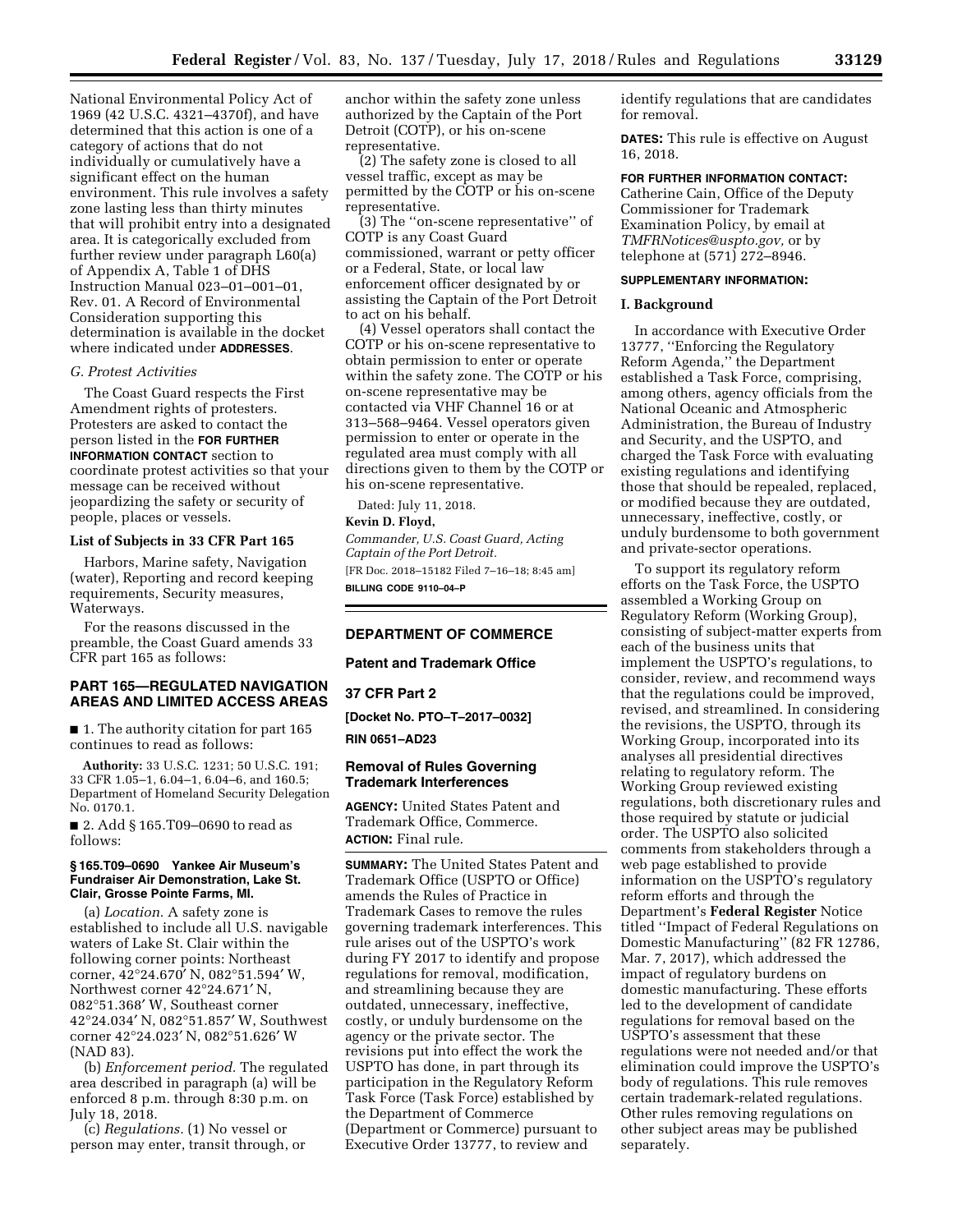National Environmental Policy Act of 1969 (42 U.S.C. 4321–4370f), and have determined that this action is one of a category of actions that do not individually or cumulatively have a significant effect on the human environment. This rule involves a safety zone lasting less than thirty minutes that will prohibit entry into a designated area. It is categorically excluded from further review under paragraph L60(a) of Appendix A, Table 1 of DHS Instruction Manual 023–01–001–01, Rev. 01. A Record of Environmental Consideration supporting this determination is available in the docket where indicated under **ADDRESSES**.

*G. Protest Activities*

The Coast Guard respects the First Amendment rights of protesters. Protesters are asked to contact the person listed in the **FOR FURTHER INFORMATION CONTACT** section to coordinate protest activities so that your message can be received without jeopardizing the safety or security of people, places or vessels.

**List of Subjects in 33 CFR Part 165**

Harbors, Marine safety, Navigation (water), Reporting and record keeping requirements, Security measures, Waterways.

For the reasons discussed in the preamble, the Coast Guard amends 33 CFR part 165 as follows:

## PART 165—REGULATED NAVIGATION AREAS AND LIMITED ACCESS AREAS

■ 1. The authority citation for part 165 continues to read as follows:

**Authority:** 33 U.S.C. 1231; 50 U.S.C. 191; 33 CFR 1.05–1, 6.04–1, 6.04–6, and 160.5; Department of Homeland Security Delegation No. 0170.1.

■ 2. Add § 165.T09–0690 to read as follows:

**§ 165.T09–0690 Yankee Air Museum's Fundraiser Air Demonstration, Lake St. Clair, Grosse Pointe Farms, MI.**

(a) *Location.* A safety zone is established to include all U.S. navigable waters of Lake St. Clair within the following corner points: Northeast corner, 42°24.670′ N, 082°51.594′ W, Northwest corner 42°24.671′ N, 082°51.368′ W, Southeast corner 42°24.034′ N, 082°51.857′ W, Southwest corner 42°24.023′ N, 082°51.626′ W (NAD 83).

(b) *Enforcement period.* The regulated area described in paragraph (a) will be enforced 8 p.m. through 8:30 p.m. on July 18, 2018.

(c) *Regulations.* (1) No vessel or person may enter, transit through, or anchor within the safety zone unless authorized by the Captain of the Port Detroit (COTP), or his on-scene representative.

(2) The safety zone is closed to all vessel traffic, except as may be permitted by the COTP or his on-scene representative.

(3) The ''on-scene representative'' of COTP is any Coast Guard commissioned, warrant or petty officer or a Federal, State, or local law enforcement officer designated by or assisting the Captain of the Port Detroit to act on his behalf.

(4) Vessel operators shall contact the COTP or his on-scene representative to obtain permission to enter or operate within the safety zone. The COTP or his on-scene representative may be contacted via VHF Channel 16 or at 313–568–9464. Vessel operators given permission to enter or operate in the regulated area must comply with all directions given to them by the COTP or his on-scene representative.

Dated: July 11, 2018.

**Kevin D. Floyd,**

*Commander, U.S. Coast Guard, Acting Captain of the Port Detroit.*

[FR Doc. 2018–15182 Filed 7–16–18; 8:45 am]

**BILLING CODE 9110–04–P**

---

## DEPARTMENT OF COMMERCE

### Patent and Trademark Office

### 37 CFR Part 2

**[Docket No. PTO–T–2017–0032]**

**RIN 0651–AD23**

## Removal of Rules Governing Trademark Interferences

**AGENCY:** United States Patent and Trademark Office, Commerce.

**ACTION:** Final rule.

**SUMMARY:** The United States Patent and Trademark Office (USPTO or Office) amends the Rules of Practice in Trademark Cases to remove the rules governing trademark interferences. This rule arises out of the USPTO's work during FY 2017 to identify and propose regulations for removal, modification, and streamlining because they are outdated, unnecessary, ineffective, costly, or unduly burdensome on the agency or the private sector. The revisions put into effect the work the USPTO has done, in part through its participation in the Regulatory Reform Task Force (Task Force) established by the Department of Commerce (Department or Commerce) pursuant to Executive Order 13777, to review and identify regulations that are candidates for removal.

**DATES:** This rule is effective on August 16, 2018.

**FOR FURTHER INFORMATION CONTACT:** Catherine Cain, Office of the Deputy Commissioner for Trademark Examination Policy, by email at *TMFRNotices@uspto.gov,* or by telephone at (571) 272–8946.

**SUPPLEMENTARY INFORMATION:**

**I. Background**

In accordance with Executive Order 13777, ''Enforcing the Regulatory Reform Agenda,'' the Department established a Task Force, comprising, among others, agency officials from the National Oceanic and Atmospheric Administration, the Bureau of Industry and Security, and the USPTO, and charged the Task Force with evaluating existing regulations and identifying those that should be repealed, replaced, or modified because they are outdated, unnecessary, ineffective, costly, or unduly burdensome to both government and private-sector operations.

To support its regulatory reform efforts on the Task Force, the USPTO assembled a Working Group on Regulatory Reform (Working Group), consisting of subject-matter experts from each of the business units that implement the USPTO's regulations, to consider, review, and recommend ways that the regulations could be improved, revised, and streamlined. In considering the revisions, the USPTO, through its Working Group, incorporated into its analyses all presidential directives relating to regulatory reform. The Working Group reviewed existing regulations, both discretionary rules and those required by statute or judicial order. The USPTO also solicited comments from stakeholders through a web page established to provide information on the USPTO's regulatory reform efforts and through the Department's **Federal Register** Notice titled ''Impact of Federal Regulations on Domestic Manufacturing'' (82 FR 12786, Mar. 7, 2017), which addressed the impact of regulatory burdens on domestic manufacturing. These efforts led to the development of candidate regulations for removal based on the USPTO's assessment that these regulations were not needed and/or that elimination could improve the USPTO's body of regulations. This rule removes certain trademark-related regulations. Other rules removing regulations on other subject areas may be published separately.